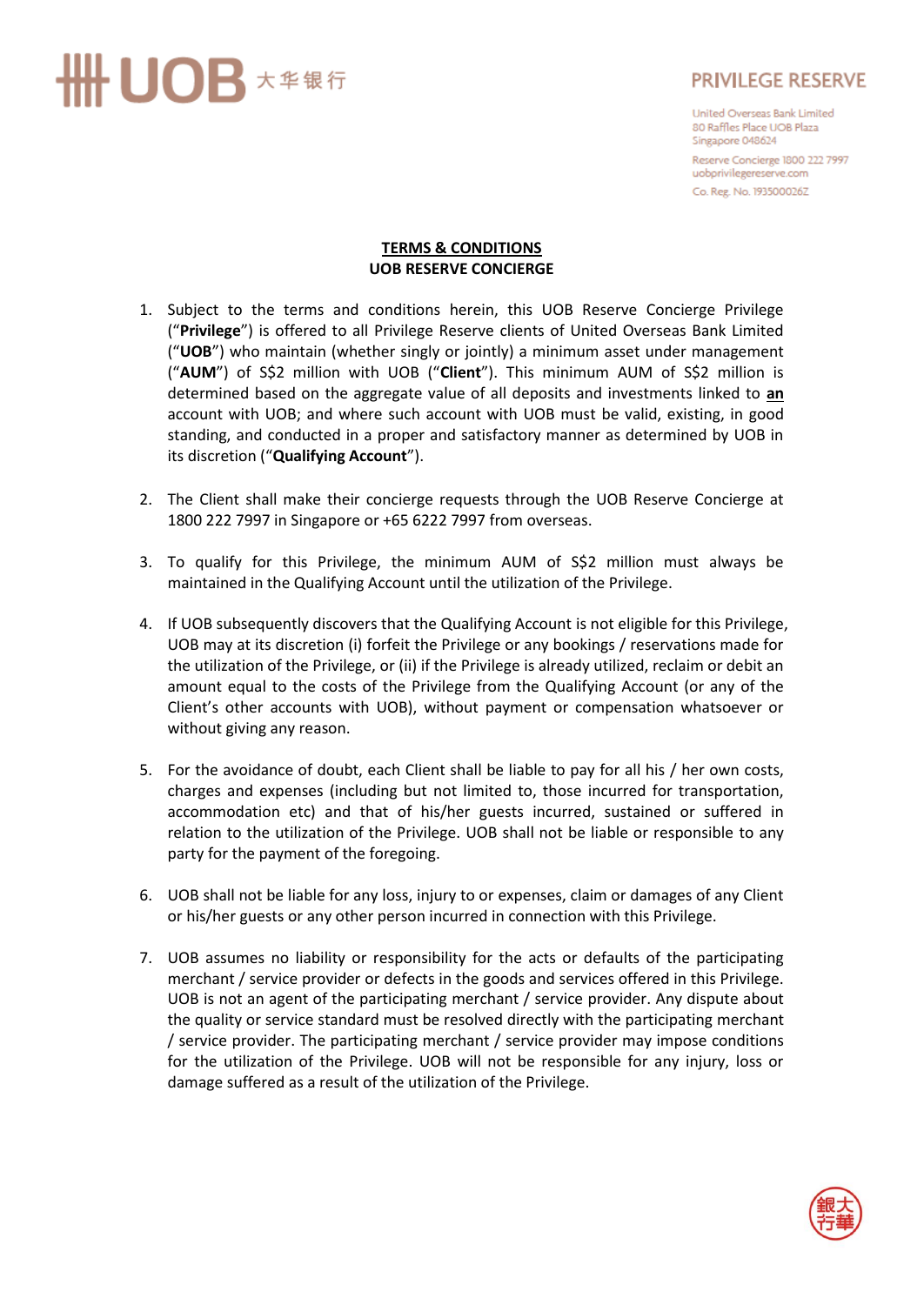PRIVILEGE RESERVE

United Overseas Bank Limited
80 Raffles Place UOB Plaza
Singapore 048624

Reserve Concierge 1800 222 7997
uobprivilegereserve.com

Co. Reg. No. 193500026Z

# TERMS & CONDITIONS
## UOB RESERVE CONCIERGE

1. Subject to the terms and conditions herein, this UOB Reserve Concierge Privilege ("**Privilege**") is offered to all Privilege Reserve clients of United Overseas Bank Limited ("**UOB**") who maintain (whether singly or jointly) a minimum asset under management ("**AUM**") of S$2 million with UOB ("**Client**"). This minimum AUM of S$2 million is determined based on the aggregate value of all deposits and investments linked to **an** account with UOB; and where such account with UOB must be valid, existing, in good standing, and conducted in a proper and satisfactory manner as determined by UOB in its discretion ("**Qualifying Account**").

2. The Client shall make their concierge requests through the UOB Reserve Concierge at 1800 222 7997 in Singapore or +65 6222 7997 from overseas.

3. To qualify for this Privilege, the minimum AUM of S$2 million must always be maintained in the Qualifying Account until the utilization of the Privilege.

4. If UOB subsequently discovers that the Qualifying Account is not eligible for this Privilege, UOB may at its discretion (i) forfeit the Privilege or any bookings / reservations made for the utilization of the Privilege, or (ii) if the Privilege is already utilized, reclaim or debit an amount equal to the costs of the Privilege from the Qualifying Account (or any of the Client's other accounts with UOB), without payment or compensation whatsoever or without giving any reason.

5. For the avoidance of doubt, each Client shall be liable to pay for all his / her own costs, charges and expenses (including but not limited to, those incurred for transportation, accommodation etc) and that of his/her guests incurred, sustained or suffered in relation to the utilization of the Privilege. UOB shall not be liable or responsible to any party for the payment of the foregoing.

6. UOB shall not be liable for any loss, injury to or expenses, claim or damages of any Client or his/her guests or any other person incurred in connection with this Privilege.

7. UOB assumes no liability or responsibility for the acts or defaults of the participating merchant / service provider or defects in the goods and services offered in this Privilege. UOB is not an agent of the participating merchant / service provider. Any dispute about the quality or service standard must be resolved directly with the participating merchant / service provider. The participating merchant / service provider may impose conditions for the utilization of the Privilege. UOB will not be responsible for any injury, loss or damage suffered as a result of the utilization of the Privilege.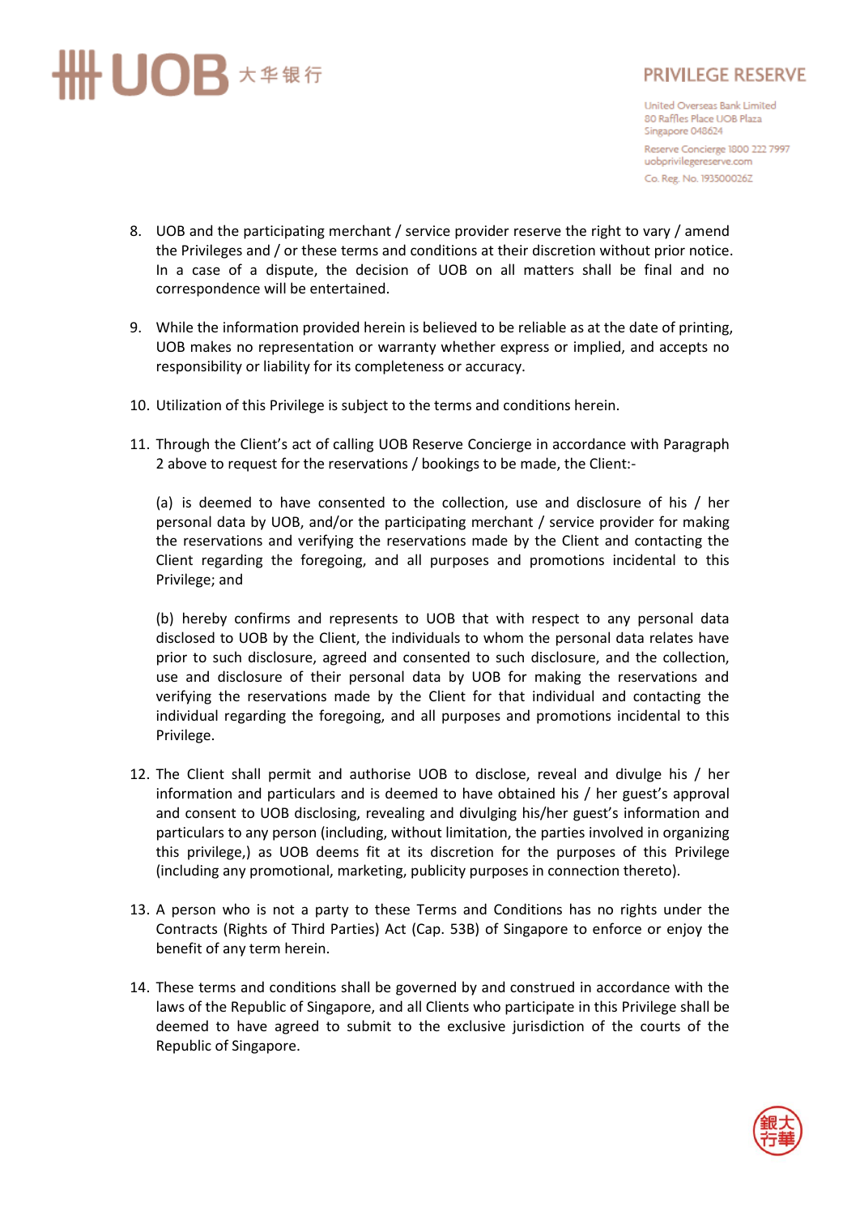8. UOB and the participating merchant / service provider reserve the right to vary / amend the Privileges and / or these terms and conditions at their discretion without prior notice. In a case of a dispute, the decision of UOB on all matters shall be final and no correspondence will be entertained.

9. While the information provided herein is believed to be reliable as at the date of printing, UOB makes no representation or warranty whether express or implied, and accepts no responsibility or liability for its completeness or accuracy.

10. Utilization of this Privilege is subject to the terms and conditions herein.

11. Through the Client's act of calling UOB Reserve Concierge in accordance with Paragraph 2 above to request for the reservations / bookings to be made, the Client:-

    (a) is deemed to have consented to the collection, use and disclosure of his / her personal data by UOB, and/or the participating merchant / service provider for making the reservations and verifying the reservations made by the Client and contacting the Client regarding the foregoing, and all purposes and promotions incidental to this Privilege; and

    (b) hereby confirms and represents to UOB that with respect to any personal data disclosed to UOB by the Client, the individuals to whom the personal data relates have prior to such disclosure, agreed and consented to such disclosure, and the collection, use and disclosure of their personal data by UOB for making the reservations and verifying the reservations made by the Client for that individual and contacting the individual regarding the foregoing, and all purposes and promotions incidental to this Privilege.

12. The Client shall permit and authorise UOB to disclose, reveal and divulge his / her information and particulars and is deemed to have obtained his / her guest's approval and consent to UOB disclosing, revealing and divulging his/her guest's information and particulars to any person (including, without limitation, the parties involved in organizing this privilege,) as UOB deems fit at its discretion for the purposes of this Privilege (including any promotional, marketing, publicity purposes in connection thereto).

13. A person who is not a party to these Terms and Conditions has no rights under the Contracts (Rights of Third Parties) Act (Cap. 53B) of Singapore to enforce or enjoy the benefit of any term herein.

14. These terms and conditions shall be governed by and construed in accordance with the laws of the Republic of Singapore, and all Clients who participate in this Privilege shall be deemed to have agreed to submit to the exclusive jurisdiction of the courts of the Republic of Singapore.